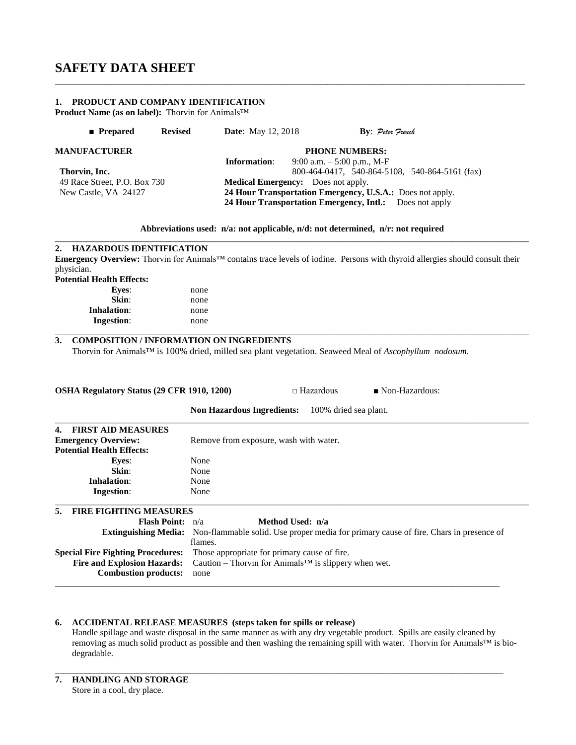# SAFETY DATA SHEET

## 1. PRODUCT AND COMPANY IDENTIFICATION

**Product Name (as on label):** Thorvin for Animals™

■ **Prepared** **Revised** **Date**: May 12, 2018 **By**: *Peter French*

| **MANUFACTURER** | **PHONE NUMBERS:** |
|---|---|
| **Thorvin, Inc.** | **Information**: 9:00 a.m. – 5:00 p.m., M-F<br>800-464-0417, 540-864-5108, 540-864-5161 (fax) |
| 49 Race Street, P.O. Box 730 | **Medical Emergency:** Does not apply. |
| New Castle, VA 24127 | **24 Hour Transportation Emergency, U.S.A.:** Does not apply.<br>**24 Hour Transportation Emergency, Intl.:** Does not apply |

**Abbreviations used: n/a: not applicable, n/d: not determined, n/r: not required**

## 2. HAZARDOUS IDENTIFICATION

**Emergency Overview:** Thorvin for Animals™ contains trace levels of iodine. Persons with thyroid allergies should consult their physician.

**Potential Health Effects:**

| | |
|---|---|
| **Eyes**: | none |
| **Skin**: | none |
| **Inhalation**: | none |
| **Ingestion**: | none |

## 3. COMPOSITION / INFORMATION ON INGREDIENTS

Thorvin for Animals™ is 100% dried, milled sea plant vegetation. Seaweed Meal of *Ascophyllum nodosum*.

**OSHA Regulatory Status (29 CFR 1910, 1200)** □ Hazardous ■ Non-Hazardous:

**Non Hazardous Ingredients:** 100% dried sea plant.

## 4. FIRST AID MEASURES

**Emergency Overview:** Remove from exposure, wash with water.

**Potential Health Effects:**

| | |
|---|---|
| **Eyes**: | None |
| **Skin**: | None |
| **Inhalation**: | None |
| **Ingestion**: | None |

## 5. FIRE FIGHTING MEASURES

**Flash Point:** n/a **Method Used: n/a**

**Extinguishing Media:** Non-flammable solid. Use proper media for primary cause of fire. Chars in presence of flames.

**Special Fire Fighting Procedures:** Those appropriate for primary cause of fire.

**Fire and Explosion Hazards:** Caution – Thorvin for Animals™ is slippery when wet.

**Combustion products:** none

## 6. ACCIDENTAL RELEASE MEASURES (steps taken for spills or release)

Handle spillage and waste disposal in the same manner as with any dry vegetable product. Spills are easily cleaned by removing as much solid product as possible and then washing the remaining spill with water. Thorvin for Animals™ is bio-degradable.

## 7. HANDLING AND STORAGE

Store in a cool, dry place.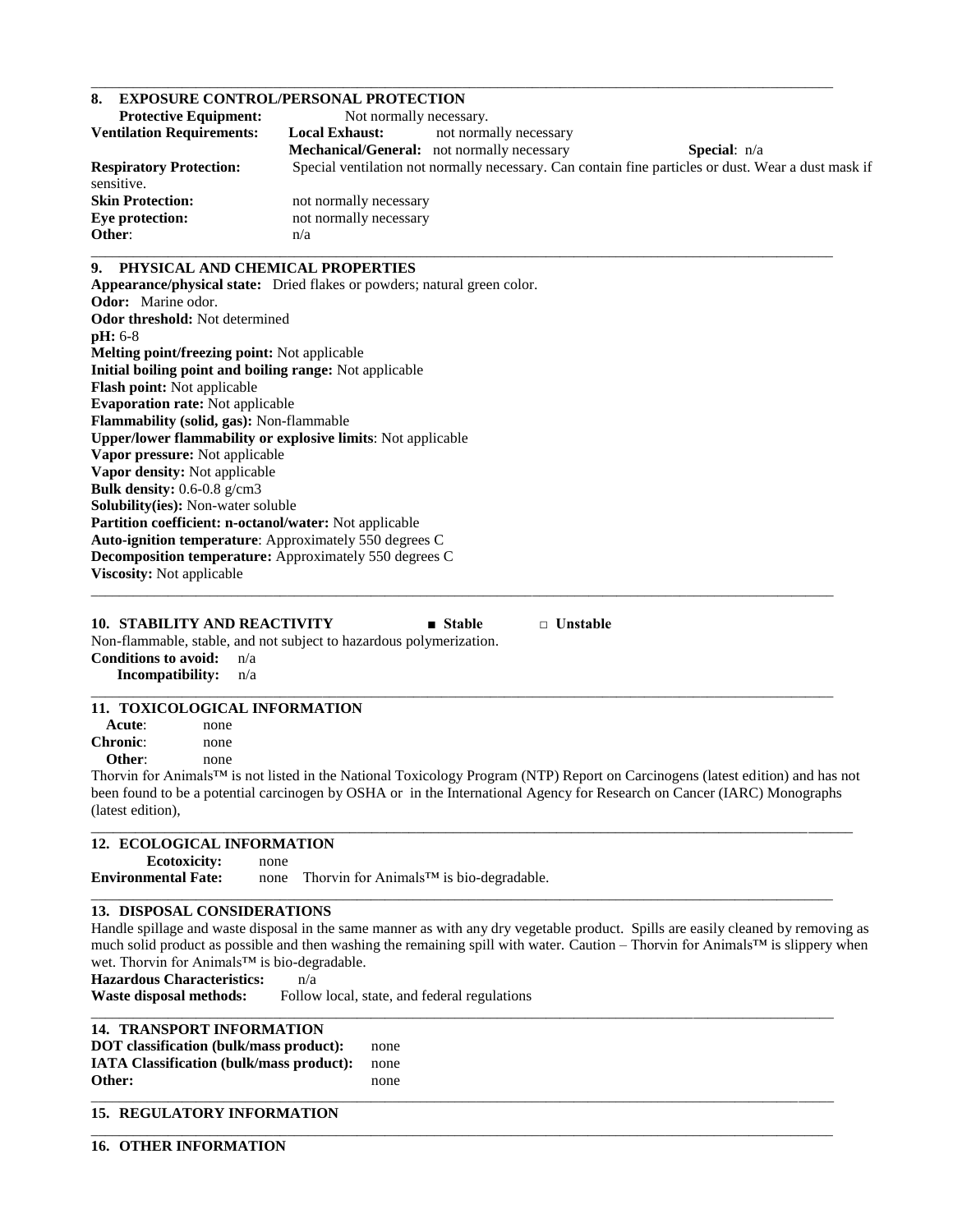## 8. EXPOSURE CONTROL/PERSONAL PROTECTION

**Protective Equipment:** Not normally necessary.

**Ventilation Requirements:** **Local Exhaust:** not normally necessary
**Mechanical/General:** not normally necessary **Special**: n/a

**Respiratory Protection:** Special ventilation not normally necessary. Can contain fine particles or dust. Wear a dust mask if sensitive.

**Skin Protection:** not normally necessary

**Eye protection:** not normally necessary

**Other**: n/a

## 9. PHYSICAL AND CHEMICAL PROPERTIES

**Appearance/physical state:** Dried flakes or powders; natural green color.
**Odor:** Marine odor.
**Odor threshold:** Not determined
**pH:** 6-8
**Melting point/freezing point:** Not applicable
**Initial boiling point and boiling range:** Not applicable
**Flash point:** Not applicable
**Evaporation rate:** Not applicable
**Flammability (solid, gas):** Non-flammable
**Upper/lower flammability or explosive limits**: Not applicable
**Vapor pressure:** Not applicable
**Vapor density:** Not applicable
**Bulk density:** 0.6-0.8 g/cm3
**Solubility(ies):** Non-water soluble
**Partition coefficient: n-octanol/water:** Not applicable
**Auto-ignition temperature**: Approximately 550 degrees C
**Decomposition temperature:** Approximately 550 degrees C
**Viscosity:** Not applicable

## 10. STABILITY AND REACTIVITY ■ Stable □ Unstable

Non-flammable, stable, and not subject to hazardous polymerization.
**Conditions to avoid:** n/a
**Incompatibility:** n/a

## 11. TOXICOLOGICAL INFORMATION

**Acute**: none
**Chronic**: none
**Other**: none

Thorvin for Animals™ is not listed in the National Toxicology Program (NTP) Report on Carcinogens (latest edition) and has not been found to be a potential carcinogen by OSHA or in the International Agency for Research on Cancer (IARC) Monographs (latest edition),

## 12. ECOLOGICAL INFORMATION

**Ecotoxicity:** none
**Environmental Fate:** none Thorvin for Animals™ is bio-degradable.

## 13. DISPOSAL CONSIDERATIONS

Handle spillage and waste disposal in the same manner as with any dry vegetable product. Spills are easily cleaned by removing as much solid product as possible and then washing the remaining spill with water. Caution – Thorvin for Animals™ is slippery when wet. Thorvin for Animals™ is bio-degradable.

**Hazardous Characteristics:** n/a
**Waste disposal methods:** Follow local, state, and federal regulations

## 14. TRANSPORT INFORMATION

**DOT classification (bulk/mass product):** none
**IATA Classification (bulk/mass product):** none
**Other:** none

## 15. REGULATORY INFORMATION

## 16. OTHER INFORMATION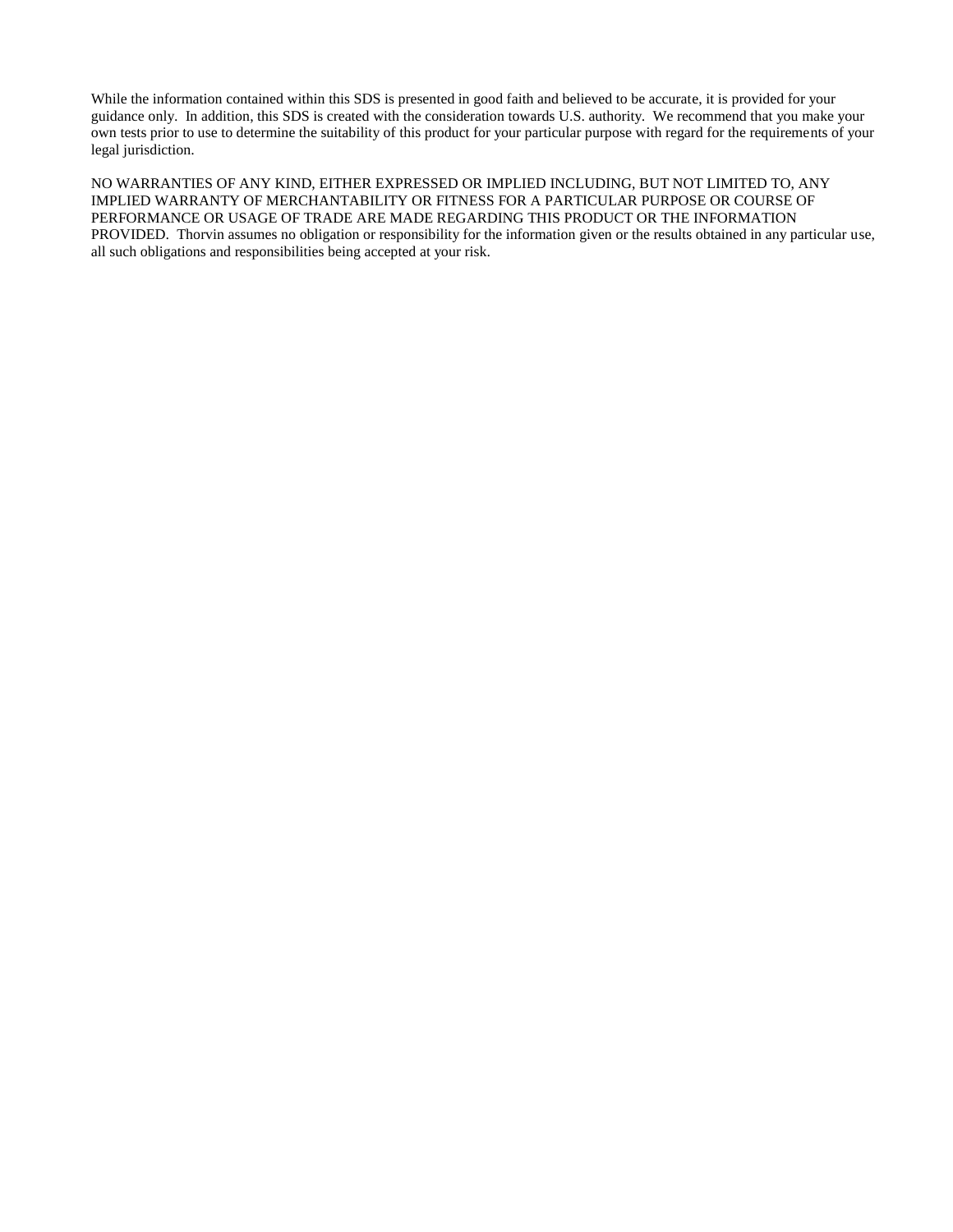While the information contained within this SDS is presented in good faith and believed to be accurate, it is provided for your guidance only. In addition, this SDS is created with the consideration towards U.S. authority. We recommend that you make your own tests prior to use to determine the suitability of this product for your particular purpose with regard for the requirements of your legal jurisdiction.

NO WARRANTIES OF ANY KIND, EITHER EXPRESSED OR IMPLIED INCLUDING, BUT NOT LIMITED TO, ANY IMPLIED WARRANTY OF MERCHANTABILITY OR FITNESS FOR A PARTICULAR PURPOSE OR COURSE OF PERFORMANCE OR USAGE OF TRADE ARE MADE REGARDING THIS PRODUCT OR THE INFORMATION PROVIDED. Thorvin assumes no obligation or responsibility for the information given or the results obtained in any particular use, all such obligations and responsibilities being accepted at your risk.